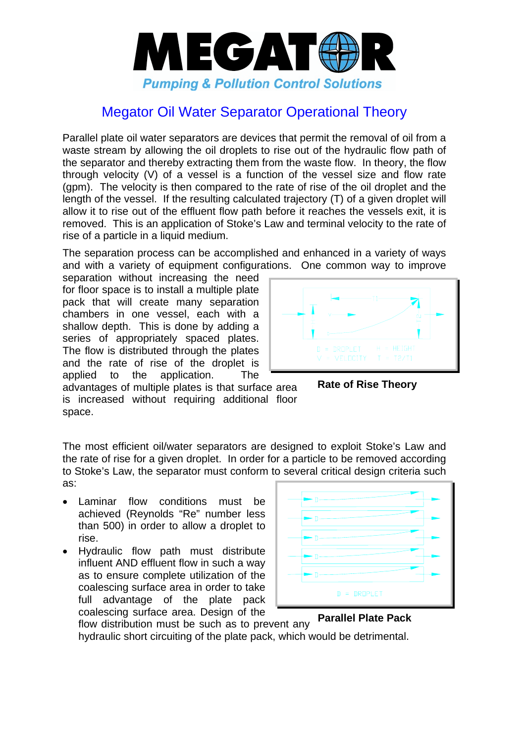# MEGATOR

*Pumping & Pollution Control Solutions*

## Megator Oil Water Separator Operational Theory

Parallel plate oil water separators are devices that permit the removal of oil from a waste stream by allowing the oil droplets to rise out of the hydraulic flow path of the separator and thereby extracting them from the waste flow. In theory, the flow through velocity (V) of a vessel is a function of the vessel size and flow rate (gpm). The velocity is then compared to the rate of rise of the oil droplet and the length of the vessel. If the resulting calculated trajectory (T) of a given droplet will allow it to rise out of the effluent flow path before it reaches the vessels exit, it is removed. This is an application of Stoke's Law and terminal velocity to the rate of rise of a particle in a liquid medium.

The separation process can be accomplished and enhanced in a variety of ways and with a variety of equipment configurations. One common way to improve separation without increasing the need for floor space is to install a multiple plate pack that will create many separation chambers in one vessel, each with a shallow depth. This is done by adding a series of appropriately spaced plates. The flow is distributed through the plates and the rate of rise of the droplet is applied to the application. The advantages of multiple plates is that surface area is increased without requiring additional floor space.

D = DROPLET  H = HEIGHT
V = VELOCITY  T = T2/T1

**Rate of Rise Theory**

The most efficient oil/water separators are designed to exploit Stoke's Law and the rate of rise for a given droplet. In order for a particle to be removed according to Stoke's Law, the separator must conform to several critical design criteria such as:

- Laminar flow conditions must be achieved (Reynolds "Re" number less than 500) in order to allow a droplet to rise.
- Hydraulic flow path must distribute influent AND effluent flow in such a way as to ensure complete utilization of the coalescing surface area in order to take full advantage of the plate pack coalescing surface area. Design of the flow distribution must be such as to prevent any hydraulic short circuiting of the plate pack, which would be detrimental.

D = DROPLET

**Parallel Plate Pack**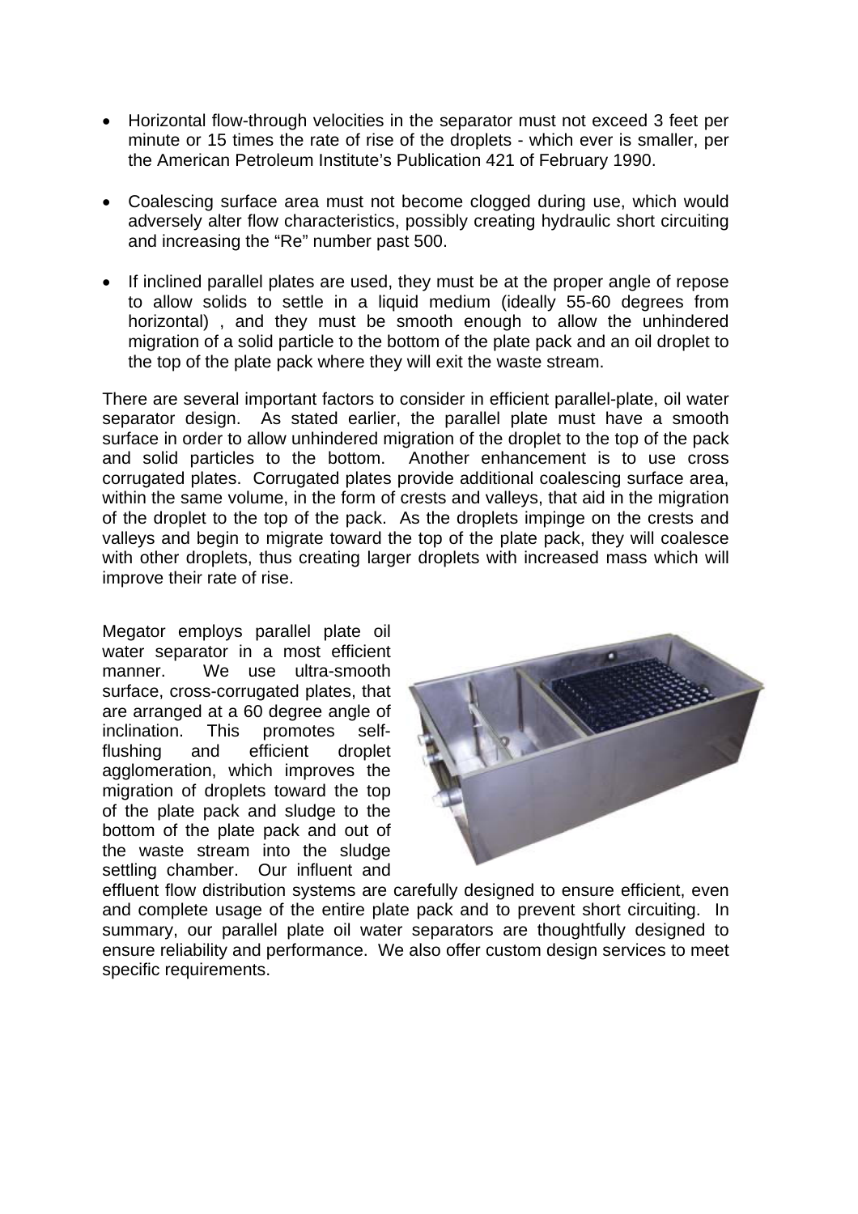- Horizontal flow-through velocities in the separator must not exceed 3 feet per minute or 15 times the rate of rise of the droplets - which ever is smaller, per the American Petroleum Institute's Publication 421 of February 1990.

- Coalescing surface area must not become clogged during use, which would adversely alter flow characteristics, possibly creating hydraulic short circuiting and increasing the "Re" number past 500.

- If inclined parallel plates are used, they must be at the proper angle of repose to allow solids to settle in a liquid medium (ideally 55-60 degrees from horizontal) , and they must be smooth enough to allow the unhindered migration of a solid particle to the bottom of the plate pack and an oil droplet to the top of the plate pack where they will exit the waste stream.

There are several important factors to consider in efficient parallel-plate, oil water separator design. As stated earlier, the parallel plate must have a smooth surface in order to allow unhindered migration of the droplet to the top of the pack and solid particles to the bottom. Another enhancement is to use cross corrugated plates. Corrugated plates provide additional coalescing surface area, within the same volume, in the form of crests and valleys, that aid in the migration of the droplet to the top of the pack. As the droplets impinge on the crests and valleys and begin to migrate toward the top of the plate pack, they will coalesce with other droplets, thus creating larger droplets with increased mass which will improve their rate of rise.

Megator employs parallel plate oil water separator in a most efficient manner. We use ultra-smooth surface, cross-corrugated plates, that are arranged at a 60 degree angle of inclination. This promotes self-flushing and efficient droplet agglomeration, which improves the migration of droplets toward the top of the plate pack and sludge to the bottom of the plate pack and out of the waste stream into the sludge settling chamber. Our influent and effluent flow distribution systems are carefully designed to ensure efficient, even and complete usage of the entire plate pack and to prevent short circuiting. In summary, our parallel plate oil water separators are thoughtfully designed to ensure reliability and performance. We also offer custom design services to meet specific requirements.